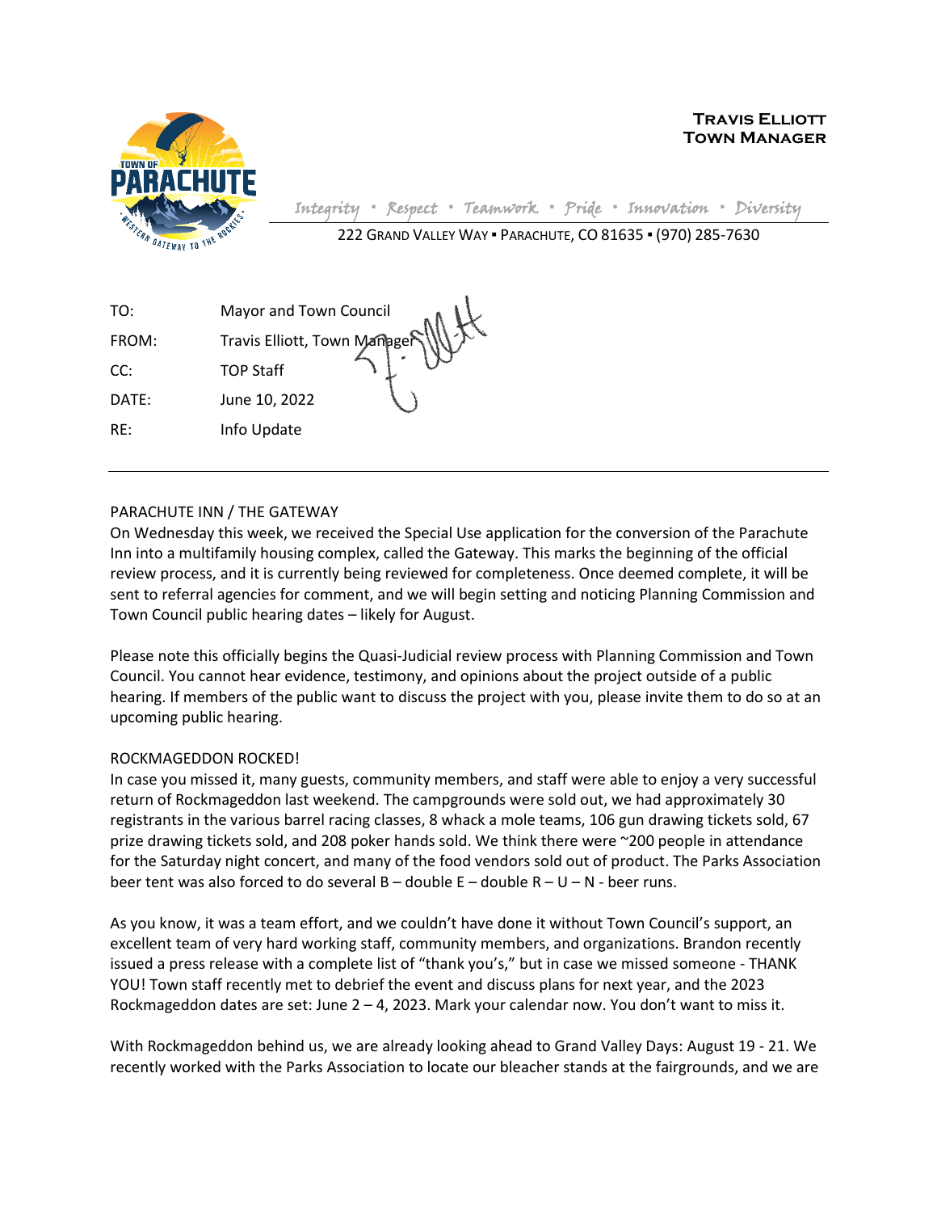**Travis Elliott**
**Town Manager**

*Integrity ▪ Respect ▪ Teamwork ▪ Pride ▪ Innovation ▪ Diversity*

222 Grand Valley Way ▪ Parachute, CO 81635 ▪ (970) 285-7630

| | |
|---|---|
| TO: | Mayor and Town Council |
| FROM: | Travis Elliott, Town Manager |
| CC: | TOP Staff |
| DATE: | June 10, 2022 |
| RE: | Info Update |

---

PARACHUTE INN / THE GATEWAY

On Wednesday this week, we received the Special Use application for the conversion of the Parachute Inn into a multifamily housing complex, called the Gateway. This marks the beginning of the official review process, and it is currently being reviewed for completeness. Once deemed complete, it will be sent to referral agencies for comment, and we will begin setting and noticing Planning Commission and Town Council public hearing dates – likely for August.

Please note this officially begins the Quasi-Judicial review process with Planning Commission and Town Council. You cannot hear evidence, testimony, and opinions about the project outside of a public hearing. If members of the public want to discuss the project with you, please invite them to do so at an upcoming public hearing.

ROCKMAGEDDON ROCKED!

In case you missed it, many guests, community members, and staff were able to enjoy a very successful return of Rockmageddon last weekend. The campgrounds were sold out, we had approximately 30 registrants in the various barrel racing classes, 8 whack a mole teams, 106 gun drawing tickets sold, 67 prize drawing tickets sold, and 208 poker hands sold. We think there were ~200 people in attendance for the Saturday night concert, and many of the food vendors sold out of product. The Parks Association beer tent was also forced to do several B – double E – double R – U – N - beer runs.

As you know, it was a team effort, and we couldn't have done it without Town Council's support, an excellent team of very hard working staff, community members, and organizations. Brandon recently issued a press release with a complete list of "thank you's," but in case we missed someone - THANK YOU! Town staff recently met to debrief the event and discuss plans for next year, and the 2023 Rockmageddon dates are set: June 2 – 4, 2023. Mark your calendar now. You don't want to miss it.

With Rockmageddon behind us, we are already looking ahead to Grand Valley Days: August 19 - 21. We recently worked with the Parks Association to locate our bleacher stands at the fairgrounds, and we are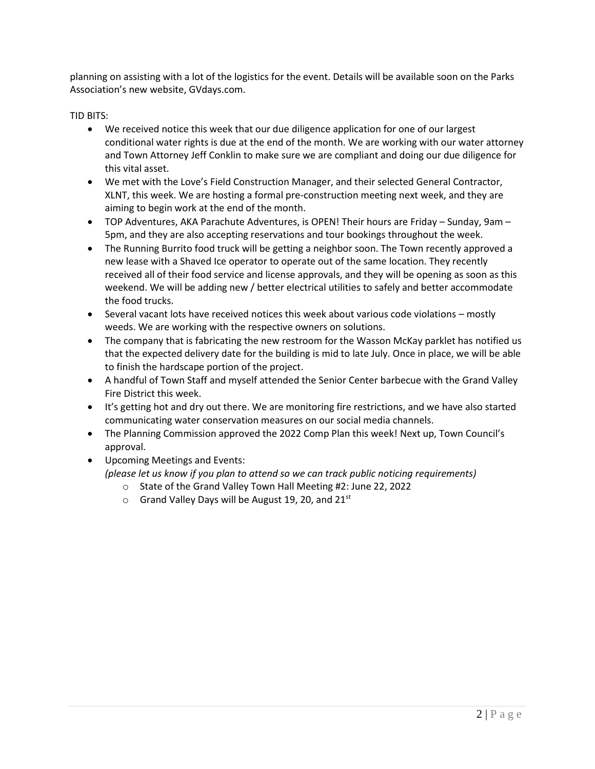planning on assisting with a lot of the logistics for the event. Details will be available soon on the Parks Association's new website, GVdays.com.

TID BITS:

- We received notice this week that our due diligence application for one of our largest conditional water rights is due at the end of the month. We are working with our water attorney and Town Attorney Jeff Conklin to make sure we are compliant and doing our due diligence for this vital asset.
- We met with the Love's Field Construction Manager, and their selected General Contractor, XLNT, this week. We are hosting a formal pre-construction meeting next week, and they are aiming to begin work at the end of the month.
- TOP Adventures, AKA Parachute Adventures, is OPEN! Their hours are Friday – Sunday, 9am – 5pm, and they are also accepting reservations and tour bookings throughout the week.
- The Running Burrito food truck will be getting a neighbor soon. The Town recently approved a new lease with a Shaved Ice operator to operate out of the same location. They recently received all of their food service and license approvals, and they will be opening as soon as this weekend. We will be adding new / better electrical utilities to safely and better accommodate the food trucks.
- Several vacant lots have received notices this week about various code violations – mostly weeds. We are working with the respective owners on solutions.
- The company that is fabricating the new restroom for the Wasson McKay parklet has notified us that the expected delivery date for the building is mid to late July. Once in place, we will be able to finish the hardscape portion of the project.
- A handful of Town Staff and myself attended the Senior Center barbecue with the Grand Valley Fire District this week.
- It's getting hot and dry out there. We are monitoring fire restrictions, and we have also started communicating water conservation measures on our social media channels.
- The Planning Commission approved the 2022 Comp Plan this week! Next up, Town Council's approval.
- Upcoming Meetings and Events:
  *(please let us know if you plan to attend so we can track public noticing requirements)*
  - State of the Grand Valley Town Hall Meeting #2: June 22, 2022
  - Grand Valley Days will be August 19, 20, and 21st